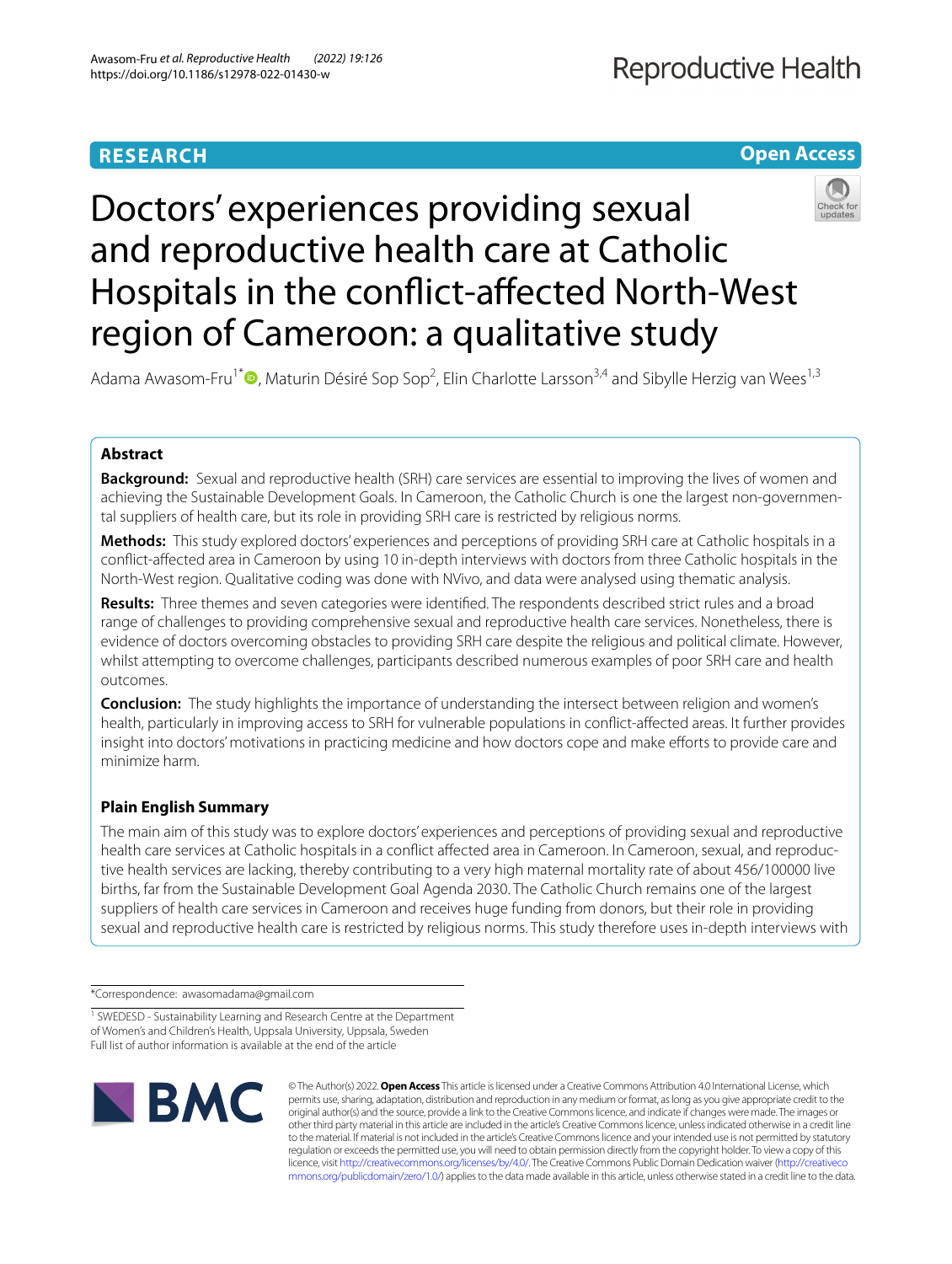**RESEARCH** **Open Access**

# Doctors' experiences providing sexual and reproductive health care at Catholic Hospitals in the conflict-affected North-West region of Cameroon: a qualitative study

Adama Awasom-Fru[1*], Maturin Désiré Sop Sop[2], Elin Charlotte Larsson[3,4] and Sibylle Herzig van Wees[1,3]

## Abstract

**Background:** Sexual and reproductive health (SRH) care services are essential to improving the lives of women and achieving the Sustainable Development Goals. In Cameroon, the Catholic Church is one the largest non-governmental suppliers of health care, but its role in providing SRH care is restricted by religious norms.

**Methods:** This study explored doctors' experiences and perceptions of providing SRH care at Catholic hospitals in a conflict-affected area in Cameroon by using 10 in-depth interviews with doctors from three Catholic hospitals in the North-West region. Qualitative coding was done with NVivo, and data were analysed using thematic analysis.

**Results:** Three themes and seven categories were identified. The respondents described strict rules and a broad range of challenges to providing comprehensive sexual and reproductive health care services. Nonetheless, there is evidence of doctors overcoming obstacles to providing SRH care despite the religious and political climate. However, whilst attempting to overcome challenges, participants described numerous examples of poor SRH care and health outcomes.

**Conclusion:** The study highlights the importance of understanding the intersect between religion and women's health, particularly in improving access to SRH for vulnerable populations in conflict-affected areas. It further provides insight into doctors' motivations in practicing medicine and how doctors cope and make efforts to provide care and minimize harm.

### Plain English Summary

The main aim of this study was to explore doctors' experiences and perceptions of providing sexual and reproductive health care services at Catholic hospitals in a conflict affected area in Cameroon. In Cameroon, sexual, and reproductive health services are lacking, thereby contributing to a very high maternal mortality rate of about 456/100000 live births, far from the Sustainable Development Goal Agenda 2030. The Catholic Church remains one of the largest suppliers of health care services in Cameroon and receives huge funding from donors, but their role in providing sexual and reproductive health care is restricted by religious norms. This study therefore uses in-depth interviews with

*Correspondence: awasomadama@gmail.com

[1] SWEDESD - Sustainability Learning and Research Centre at the Department of Women's and Children's Health, Uppsala University, Uppsala, Sweden
Full list of author information is available at the end of the article

© The Author(s) 2022. **Open Access** This article is licensed under a Creative Commons Attribution 4.0 International License, which permits use, sharing, adaptation, distribution and reproduction in any medium or format, as long as you give appropriate credit to the original author(s) and the source, provide a link to the Creative Commons licence, and indicate if changes were made. The images or other third party material in this article are included in the article's Creative Commons licence, unless indicated otherwise in a credit line to the material. If material is not included in the article's Creative Commons licence and your intended use is not permitted by statutory regulation or exceeds the permitted use, you will need to obtain permission directly from the copyright holder. To view a copy of this licence, visit http://creativecommons.org/licenses/by/4.0/. The Creative Commons Public Domain Dedication waiver (http://creativecommons.org/publicdomain/zero/1.0/) applies to the data made available in this article, unless otherwise stated in a credit line to the data.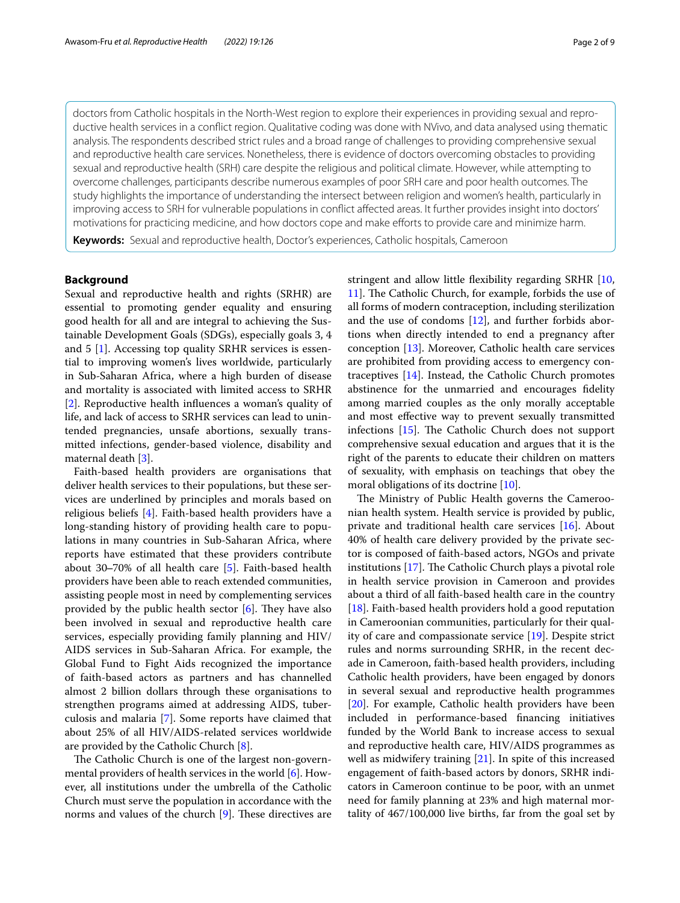doctors from Catholic hospitals in the North-West region to explore their experiences in providing sexual and reproductive health services in a conflict region. Qualitative coding was done with NVivo, and data analysed using thematic analysis. The respondents described strict rules and a broad range of challenges to providing comprehensive sexual and reproductive health care services. Nonetheless, there is evidence of doctors overcoming obstacles to providing sexual and reproductive health (SRH) care despite the religious and political climate. However, while attempting to overcome challenges, participants describe numerous examples of poor SRH care and poor health outcomes. The study highlights the importance of understanding the intersect between religion and women's health, particularly in improving access to SRH for vulnerable populations in conflict affected areas. It further provides insight into doctors' motivations for practicing medicine, and how doctors cope and make efforts to provide care and minimize harm.

**Keywords:** Sexual and reproductive health, Doctor's experiences, Catholic hospitals, Cameroon

## Background

Sexual and reproductive health and rights (SRHR) are essential to promoting gender equality and ensuring good health for all and are integral to achieving the Sustainable Development Goals (SDGs), especially goals 3, 4 and 5 [1]. Accessing top quality SRHR services is essential to improving women's lives worldwide, particularly in Sub-Saharan Africa, where a high burden of disease and mortality is associated with limited access to SRHR [2]. Reproductive health influences a woman's quality of life, and lack of access to SRHR services can lead to unintended pregnancies, unsafe abortions, sexually transmitted infections, gender-based violence, disability and maternal death [3].

Faith-based health providers are organisations that deliver health services to their populations, but these services are underlined by principles and morals based on religious beliefs [4]. Faith-based health providers have a long-standing history of providing health care to populations in many countries in Sub-Saharan Africa, where reports have estimated that these providers contribute about 30–70% of all health care [5]. Faith-based health providers have been able to reach extended communities, assisting people most in need by complementing services provided by the public health sector [6]. They have also been involved in sexual and reproductive health care services, especially providing family planning and HIV/AIDS services in Sub-Saharan Africa. For example, the Global Fund to Fight Aids recognized the importance of faith-based actors as partners and has channelled almost 2 billion dollars through these organisations to strengthen programs aimed at addressing AIDS, tuberculosis and malaria [7]. Some reports have claimed that about 25% of all HIV/AIDS-related services worldwide are provided by the Catholic Church [8].

The Catholic Church is one of the largest non-governmental providers of health services in the world [6]. However, all institutions under the umbrella of the Catholic Church must serve the population in accordance with the norms and values of the church [9]. These directives are stringent and allow little flexibility regarding SRHR [10, 11]. The Catholic Church, for example, forbids the use of all forms of modern contraception, including sterilization and the use of condoms [12], and further forbids abortions when directly intended to end a pregnancy after conception [13]. Moreover, Catholic health care services are prohibited from providing access to emergency contraceptives [14]. Instead, the Catholic Church promotes abstinence for the unmarried and encourages fidelity among married couples as the only morally acceptable and most effective way to prevent sexually transmitted infections [15]. The Catholic Church does not support comprehensive sexual education and argues that it is the right of the parents to educate their children on matters of sexuality, with emphasis on teachings that obey the moral obligations of its doctrine [10].

The Ministry of Public Health governs the Cameroonian health system. Health service is provided by public, private and traditional health care services [16]. About 40% of health care delivery provided by the private sector is composed of faith-based actors, NGOs and private institutions [17]. The Catholic Church plays a pivotal role in health service provision in Cameroon and provides about a third of all faith-based health care in the country [18]. Faith-based health providers hold a good reputation in Cameroonian communities, particularly for their quality of care and compassionate service [19]. Despite strict rules and norms surrounding SRHR, in the recent decade in Cameroon, faith-based health providers, including Catholic health providers, have been engaged by donors in several sexual and reproductive health programmes [20]. For example, Catholic health providers have been included in performance-based financing initiatives funded by the World Bank to increase access to sexual and reproductive health care, HIV/AIDS programmes as well as midwifery training [21]. In spite of this increased engagement of faith-based actors by donors, SRHR indicators in Cameroon continue to be poor, with an unmet need for family planning at 23% and high maternal mortality of 467/100,000 live births, far from the goal set by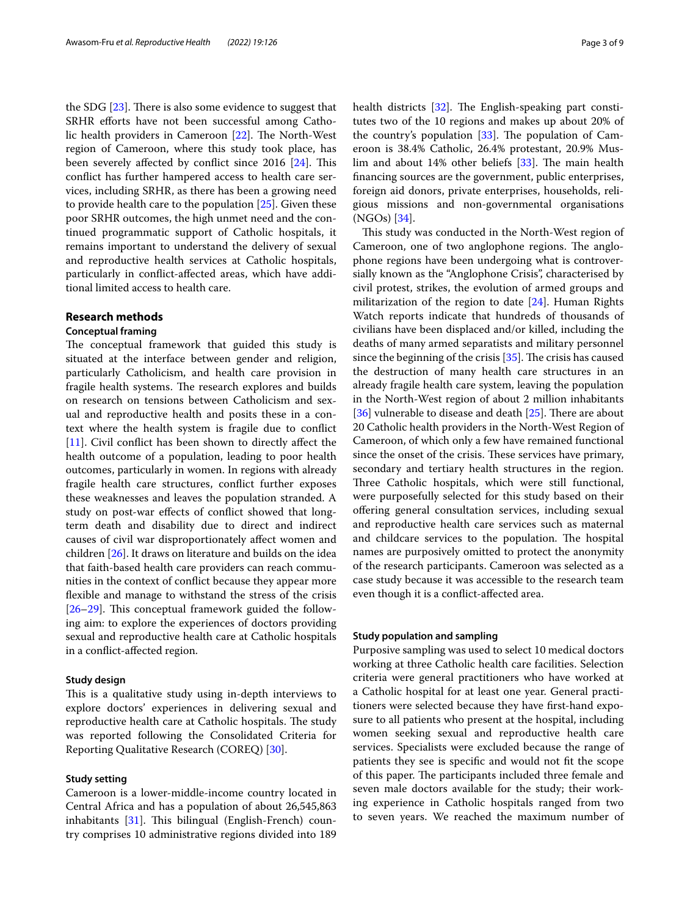the SDG [23]. There is also some evidence to suggest that SRHR efforts have not been successful among Catholic health providers in Cameroon [22]. The North-West region of Cameroon, where this study took place, has been severely affected by conflict since 2016 [24]. This conflict has further hampered access to health care services, including SRHR, as there has been a growing need to provide health care to the population [25]. Given these poor SRHR outcomes, the high unmet need and the continued programmatic support of Catholic hospitals, it remains important to understand the delivery of sexual and reproductive health services at Catholic hospitals, particularly in conflict-affected areas, which have additional limited access to health care.

## Research methods

### Conceptual framing

The conceptual framework that guided this study is situated at the interface between gender and religion, particularly Catholicism, and health care provision in fragile health systems. The research explores and builds on research on tensions between Catholicism and sexual and reproductive health and posits these in a context where the health system is fragile due to conflict [11]. Civil conflict has been shown to directly affect the health outcome of a population, leading to poor health outcomes, particularly in women. In regions with already fragile health care structures, conflict further exposes these weaknesses and leaves the population stranded. A study on post-war effects of conflict showed that long-term death and disability due to direct and indirect causes of civil war disproportionately affect women and children [26]. It draws on literature and builds on the idea that faith-based health care providers can reach communities in the context of conflict because they appear more flexible and manage to withstand the stress of the crisis [26–29]. This conceptual framework guided the following aim: to explore the experiences of doctors providing sexual and reproductive health care at Catholic hospitals in a conflict-affected region.

### Study design

This is a qualitative study using in-depth interviews to explore doctors' experiences in delivering sexual and reproductive health care at Catholic hospitals. The study was reported following the Consolidated Criteria for Reporting Qualitative Research (COREQ) [30].

### Study setting

Cameroon is a lower-middle-income country located in Central Africa and has a population of about 26,545,863 inhabitants [31]. This bilingual (English-French) country comprises 10 administrative regions divided into 189 health districts [32]. The English-speaking part constitutes two of the 10 regions and makes up about 20% of the country's population [33]. The population of Cameroon is 38.4% Catholic, 26.4% protestant, 20.9% Muslim and about 14% other beliefs [33]. The main health financing sources are the government, public enterprises, foreign aid donors, private enterprises, households, religious missions and non-governmental organisations (NGOs) [34].

This study was conducted in the North-West region of Cameroon, one of two anglophone regions. The anglophone regions have been undergoing what is controversially known as the "Anglophone Crisis", characterised by civil protest, strikes, the evolution of armed groups and militarization of the region to date [24]. Human Rights Watch reports indicate that hundreds of thousands of civilians have been displaced and/or killed, including the deaths of many armed separatists and military personnel since the beginning of the crisis [35]. The crisis has caused the destruction of many health care structures in an already fragile health care system, leaving the population in the North-West region of about 2 million inhabitants [36] vulnerable to disease and death [25]. There are about 20 Catholic health providers in the North-West Region of Cameroon, of which only a few have remained functional since the onset of the crisis. These services have primary, secondary and tertiary health structures in the region. Three Catholic hospitals, which were still functional, were purposefully selected for this study based on their offering general consultation services, including sexual and reproductive health care services such as maternal and childcare services to the population. The hospital names are purposively omitted to protect the anonymity of the research participants. Cameroon was selected as a case study because it was accessible to the research team even though it is a conflict-affected area.

### Study population and sampling

Purposive sampling was used to select 10 medical doctors working at three Catholic health care facilities. Selection criteria were general practitioners who have worked at a Catholic hospital for at least one year. General practitioners were selected because they have first-hand exposure to all patients who present at the hospital, including women seeking sexual and reproductive health care services. Specialists were excluded because the range of patients they see is specific and would not fit the scope of this paper. The participants included three female and seven male doctors available for the study; their working experience in Catholic hospitals ranged from two to seven years. We reached the maximum number of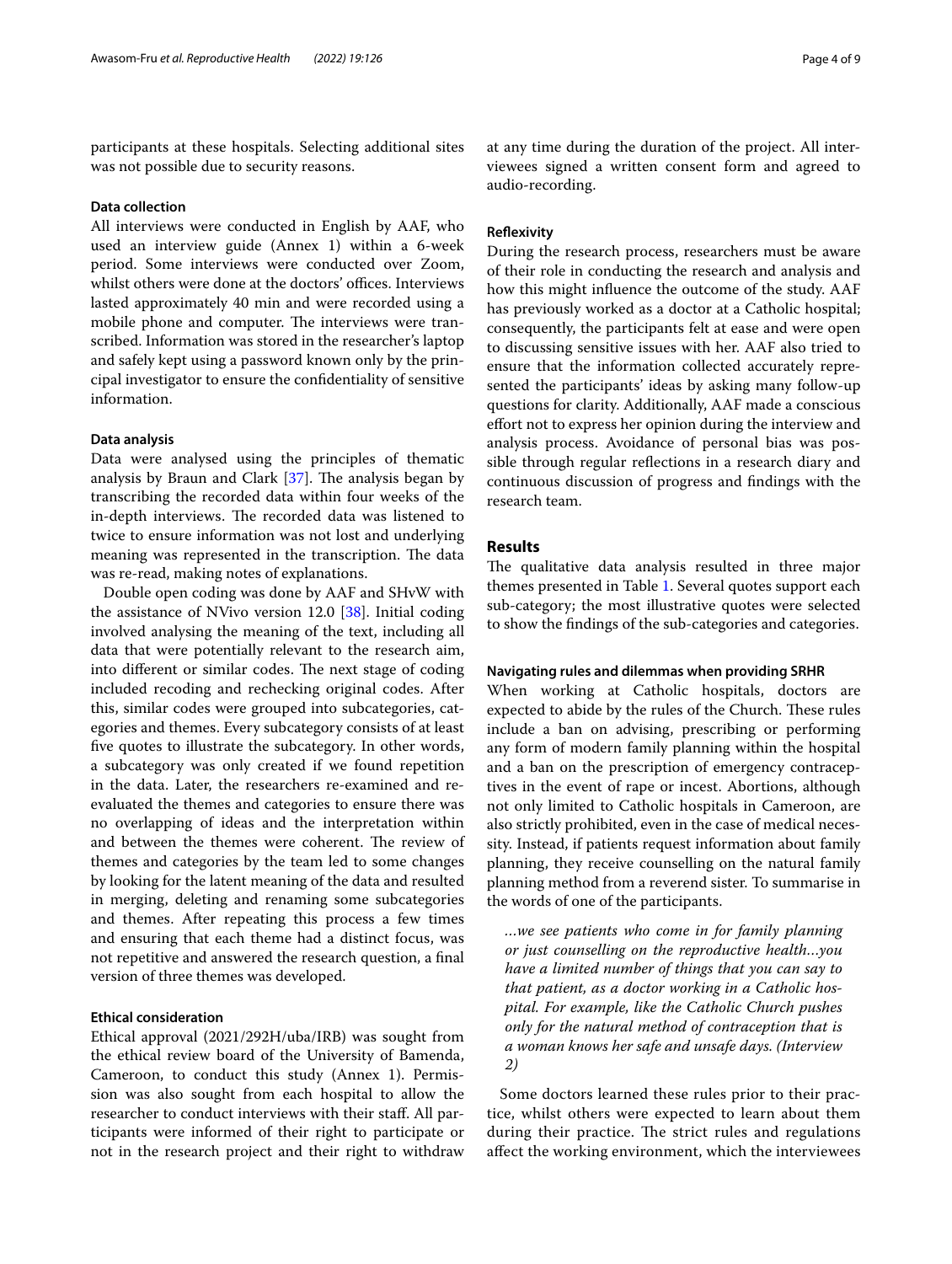participants at these hospitals. Selecting additional sites was not possible due to security reasons.

### Data collection

All interviews were conducted in English by AAF, who used an interview guide (Annex 1) within a 6-week period. Some interviews were conducted over Zoom, whilst others were done at the doctors' offices. Interviews lasted approximately 40 min and were recorded using a mobile phone and computer. The interviews were transcribed. Information was stored in the researcher's laptop and safely kept using a password known only by the principal investigator to ensure the confidentiality of sensitive information.

### Data analysis

Data were analysed using the principles of thematic analysis by Braun and Clark [37]. The analysis began by transcribing the recorded data within four weeks of the in-depth interviews. The recorded data was listened to twice to ensure information was not lost and underlying meaning was represented in the transcription. The data was re-read, making notes of explanations.

Double open coding was done by AAF and SHvW with the assistance of NVivo version 12.0 [38]. Initial coding involved analysing the meaning of the text, including all data that were potentially relevant to the research aim, into different or similar codes. The next stage of coding included recoding and rechecking original codes. After this, similar codes were grouped into subcategories, categories and themes. Every subcategory consists of at least five quotes to illustrate the subcategory. In other words, a subcategory was only created if we found repetition in the data. Later, the researchers re-examined and re-evaluated the themes and categories to ensure there was no overlapping of ideas and the interpretation within and between the themes were coherent. The review of themes and categories by the team led to some changes by looking for the latent meaning of the data and resulted in merging, deleting and renaming some subcategories and themes. After repeating this process a few times and ensuring that each theme had a distinct focus, was not repetitive and answered the research question, a final version of three themes was developed.

### Ethical consideration

Ethical approval (2021/292H/uba/IRB) was sought from the ethical review board of the University of Bamenda, Cameroon, to conduct this study (Annex 1). Permission was also sought from each hospital to allow the researcher to conduct interviews with their staff. All participants were informed of their right to participate or not in the research project and their right to withdraw at any time during the duration of the project. All interviewees signed a written consent form and agreed to audio-recording.

### Reflexivity

During the research process, researchers must be aware of their role in conducting the research and analysis and how this might influence the outcome of the study. AAF has previously worked as a doctor at a Catholic hospital; consequently, the participants felt at ease and were open to discussing sensitive issues with her. AAF also tried to ensure that the information collected accurately represented the participants' ideas by asking many follow-up questions for clarity. Additionally, AAF made a conscious effort not to express her opinion during the interview and analysis process. Avoidance of personal bias was possible through regular reflections in a research diary and continuous discussion of progress and findings with the research team.

## Results

The qualitative data analysis resulted in three major themes presented in Table 1. Several quotes support each sub-category; the most illustrative quotes were selected to show the findings of the sub-categories and categories.

### Navigating rules and dilemmas when providing SRHR

When working at Catholic hospitals, doctors are expected to abide by the rules of the Church. These rules include a ban on advising, prescribing or performing any form of modern family planning within the hospital and a ban on the prescription of emergency contraceptives in the event of rape or incest. Abortions, although not only limited to Catholic hospitals in Cameroon, are also strictly prohibited, even in the case of medical necessity. Instead, if patients request information about family planning, they receive counselling on the natural family planning method from a reverend sister. To summarise in the words of one of the participants.

> *…we see patients who come in for family planning or just counselling on the reproductive health…you have a limited number of things that you can say to that patient, as a doctor working in a Catholic hospital. For example, like the Catholic Church pushes only for the natural method of contraception that is a woman knows her safe and unsafe days. (Interview 2)*

Some doctors learned these rules prior to their practice, whilst others were expected to learn about them during their practice. The strict rules and regulations affect the working environment, which the interviewees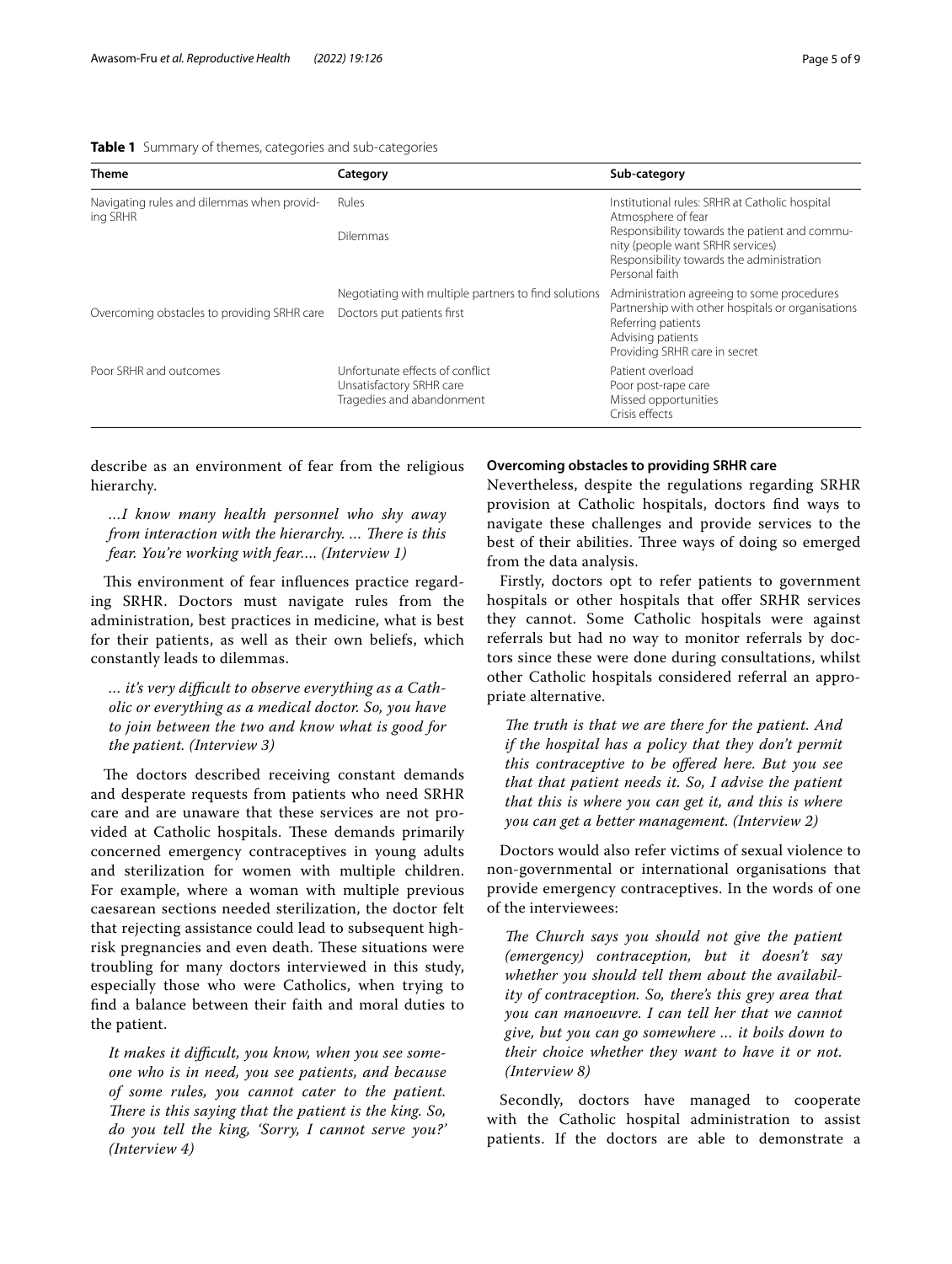**Table 1** Summary of themes, categories and sub-categories

| Theme | Category | Sub-category |
|---|---|---|
| Navigating rules and dilemmas when providing SRHR | Rules | Institutional rules: SRHR at Catholic hospital<br>Atmosphere of fear |
| | Dilemmas | Responsibility towards the patient and community (people want SRHR services)<br>Responsibility towards the administration<br>Personal faith |
| Overcoming obstacles to providing SRHR care | Negotiating with multiple partners to find solutions | Administration agreeing to some procedures<br>Partnership with other hospitals or organisations |
| | Doctors put patients first | Referring patients<br>Advising patients<br>Providing SRHR care in secret |
| Poor SRHR and outcomes | Unfortunate effects of conflict<br>Unsatisfactory SRHR care<br>Tragedies and abandonment | Patient overload<br>Poor post-rape care<br>Missed opportunities<br>Crisis effects |

describe as an environment of fear from the religious hierarchy.

> *...I know many health personnel who shy away from interaction with the hierarchy. ... There is this fear. You're working with fear.... (Interview 1)*

This environment of fear influences practice regarding SRHR. Doctors must navigate rules from the administration, best practices in medicine, what is best for their patients, as well as their own beliefs, which constantly leads to dilemmas.

> *... it's very difficult to observe everything as a Catholic or everything as a medical doctor. So, you have to join between the two and know what is good for the patient. (Interview 3)*

The doctors described receiving constant demands and desperate requests from patients who need SRHR care and are unaware that these services are not provided at Catholic hospitals. These demands primarily concerned emergency contraceptives in young adults and sterilization for women with multiple children. For example, where a woman with multiple previous caesarean sections needed sterilization, the doctor felt that rejecting assistance could lead to subsequent high-risk pregnancies and even death. These situations were troubling for many doctors interviewed in this study, especially those who were Catholics, when trying to find a balance between their faith and moral duties to the patient.

> *It makes it difficult, you know, when you see someone who is in need, you see patients, and because of some rules, you cannot cater to the patient. There is this saying that the patient is the king. So, do you tell the king, 'Sorry, I cannot serve you?' (Interview 4)*

### Overcoming obstacles to providing SRHR care

Nevertheless, despite the regulations regarding SRHR provision at Catholic hospitals, doctors find ways to navigate these challenges and provide services to the best of their abilities. Three ways of doing so emerged from the data analysis.

Firstly, doctors opt to refer patients to government hospitals or other hospitals that offer SRHR services they cannot. Some Catholic hospitals were against referrals but had no way to monitor referrals by doctors since these were done during consultations, whilst other Catholic hospitals considered referral an appropriate alternative.

> *The truth is that we are there for the patient. And if the hospital has a policy that they don't permit this contraceptive to be offered here. But you see that that patient needs it. So, I advise the patient that this is where you can get it, and this is where you can get a better management. (Interview 2)*

Doctors would also refer victims of sexual violence to non-governmental or international organisations that provide emergency contraceptives. In the words of one of the interviewees:

> *The Church says you should not give the patient (emergency) contraception, but it doesn't say whether you should tell them about the availability of contraception. So, there's this grey area that you can manoeuvre. I can tell her that we cannot give, but you can go somewhere ... it boils down to their choice whether they want to have it or not. (Interview 8)*

Secondly, doctors have managed to cooperate with the Catholic hospital administration to assist patients. If the doctors are able to demonstrate a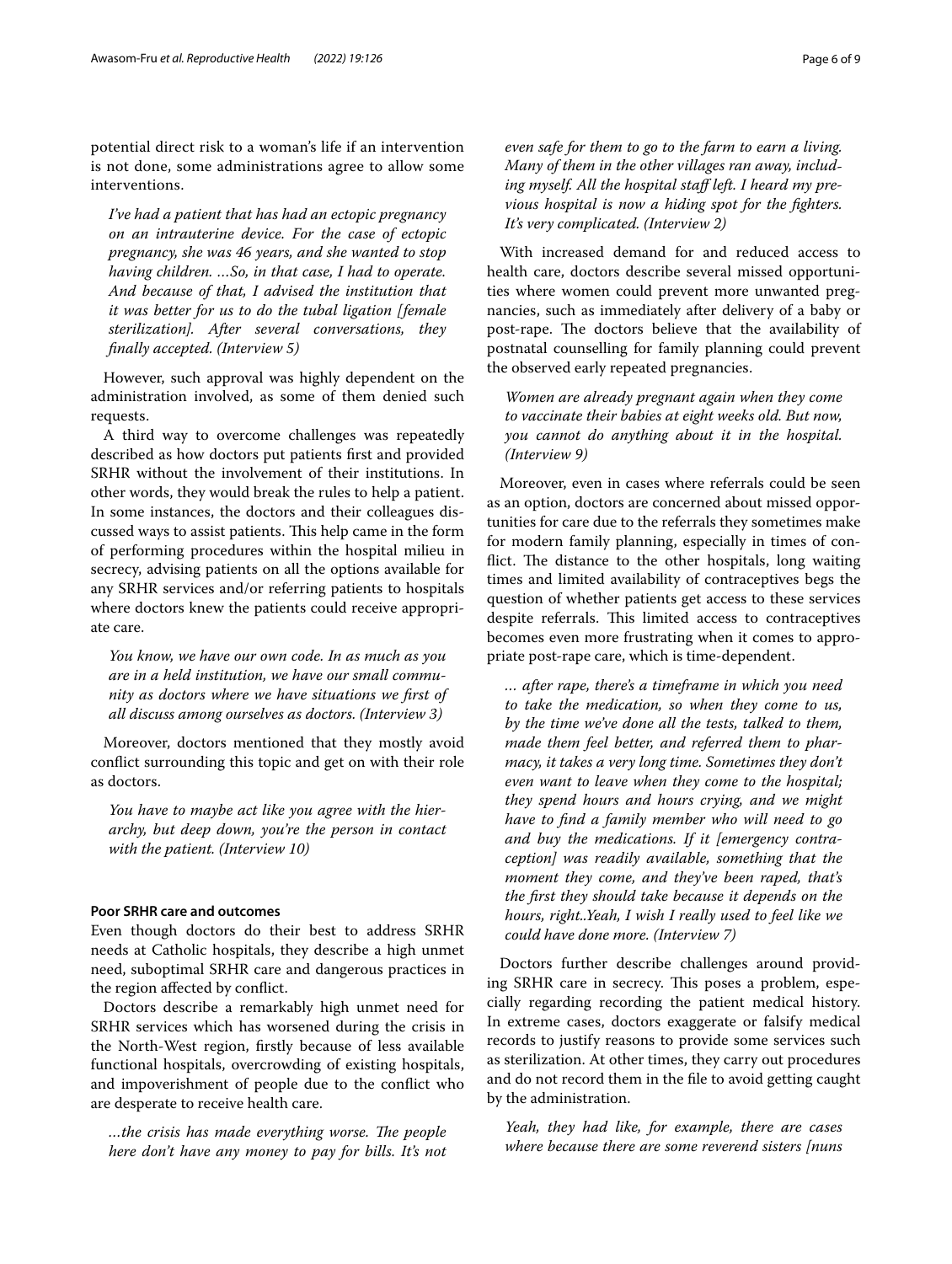potential direct risk to a woman's life if an intervention is not done, some administrations agree to allow some interventions.

> *I've had a patient that has had an ectopic pregnancy on an intrauterine device. For the case of ectopic pregnancy, she was 46 years, and she wanted to stop having children. …So, in that case, I had to operate. And because of that, I advised the institution that it was better for us to do the tubal ligation [female sterilization]. After several conversations, they finally accepted. (Interview 5)*

However, such approval was highly dependent on the administration involved, as some of them denied such requests.

A third way to overcome challenges was repeatedly described as how doctors put patients first and provided SRHR without the involvement of their institutions. In other words, they would break the rules to help a patient. In some instances, the doctors and their colleagues discussed ways to assist patients. This help came in the form of performing procedures within the hospital milieu in secrecy, advising patients on all the options available for any SRHR services and/or referring patients to hospitals where doctors knew the patients could receive appropriate care.

> *You know, we have our own code. In as much as you are in a held institution, we have our small community as doctors where we have situations we first of all discuss among ourselves as doctors. (Interview 3)*

Moreover, doctors mentioned that they mostly avoid conflict surrounding this topic and get on with their role as doctors.

> *You have to maybe act like you agree with the hierarchy, but deep down, you're the person in contact with the patient. (Interview 10)*

#### Poor SRHR care and outcomes

Even though doctors do their best to address SRHR needs at Catholic hospitals, they describe a high unmet need, suboptimal SRHR care and dangerous practices in the region affected by conflict.

Doctors describe a remarkably high unmet need for SRHR services which has worsened during the crisis in the North-West region, firstly because of less available functional hospitals, overcrowding of existing hospitals, and impoverishment of people due to the conflict who are desperate to receive health care.

> *…the crisis has made everything worse. The people here don't have any money to pay for bills. It's not even safe for them to go to the farm to earn a living. Many of them in the other villages ran away, including myself. All the hospital staff left. I heard my previous hospital is now a hiding spot for the fighters. It's very complicated. (Interview 2)*

With increased demand for and reduced access to health care, doctors describe several missed opportunities where women could prevent more unwanted pregnancies, such as immediately after delivery of a baby or post-rape. The doctors believe that the availability of postnatal counselling for family planning could prevent the observed early repeated pregnancies.

> *Women are already pregnant again when they come to vaccinate their babies at eight weeks old. But now, you cannot do anything about it in the hospital. (Interview 9)*

Moreover, even in cases where referrals could be seen as an option, doctors are concerned about missed opportunities for care due to the referrals they sometimes make for modern family planning, especially in times of conflict. The distance to the other hospitals, long waiting times and limited availability of contraceptives begs the question of whether patients get access to these services despite referrals. This limited access to contraceptives becomes even more frustrating when it comes to appropriate post-rape care, which is time-dependent.

> *… after rape, there's a timeframe in which you need to take the medication, so when they come to us, by the time we've done all the tests, talked to them, made them feel better, and referred them to pharmacy, it takes a very long time. Sometimes they don't even want to leave when they come to the hospital; they spend hours and hours crying, and we might have to find a family member who will need to go and buy the medications. If it [emergency contraception] was readily available, something that the moment they come, and they've been raped, that's the first they should take because it depends on the hours, right..Yeah, I wish I really used to feel like we could have done more. (Interview 7)*

Doctors further describe challenges around providing SRHR care in secrecy. This poses a problem, especially regarding recording the patient medical history. In extreme cases, doctors exaggerate or falsify medical records to justify reasons to provide some services such as sterilization. At other times, they carry out procedures and do not record them in the file to avoid getting caught by the administration.

> *Yeah, they had like, for example, there are cases where because there are some reverend sisters [nuns*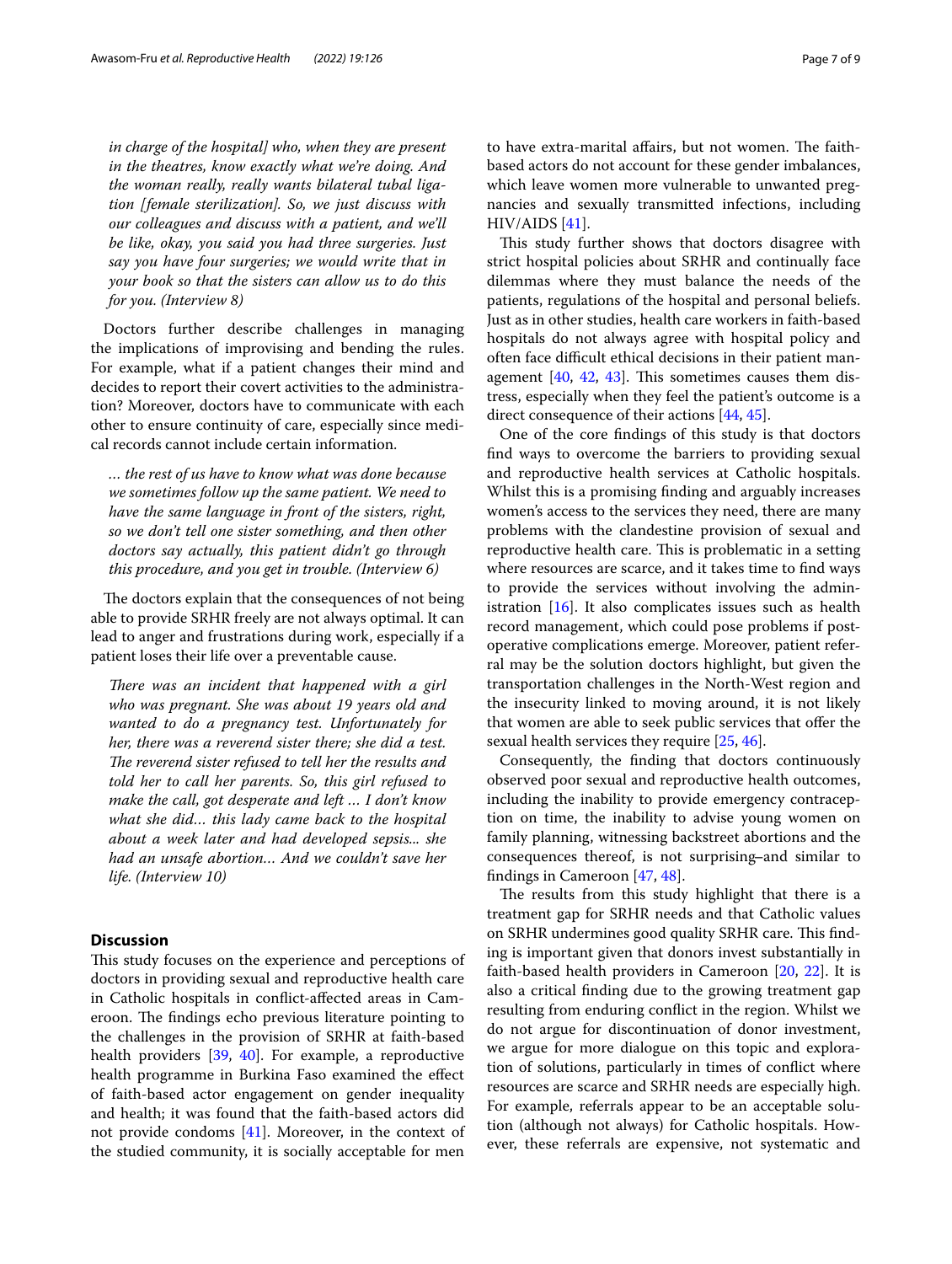*in charge of the hospital] who, when they are present in the theatres, know exactly what we're doing. And the woman really, really wants bilateral tubal ligation [female sterilization]. So, we just discuss with our colleagues and discuss with a patient, and we'll be like, okay, you said you had three surgeries. Just say you have four surgeries; we would write that in your book so that the sisters can allow us to do this for you. (Interview 8)*

Doctors further describe challenges in managing the implications of improvising and bending the rules. For example, what if a patient changes their mind and decides to report their covert activities to the administration? Moreover, doctors have to communicate with each other to ensure continuity of care, especially since medical records cannot include certain information.

*… the rest of us have to know what was done because we sometimes follow up the same patient. We need to have the same language in front of the sisters, right, so we don't tell one sister something, and then other doctors say actually, this patient didn't go through this procedure, and you get in trouble. (Interview 6)*

The doctors explain that the consequences of not being able to provide SRHR freely are not always optimal. It can lead to anger and frustrations during work, especially if a patient loses their life over a preventable cause.

*There was an incident that happened with a girl who was pregnant. She was about 19 years old and wanted to do a pregnancy test. Unfortunately for her, there was a reverend sister there; she did a test. The reverend sister refused to tell her the results and told her to call her parents. So, this girl refused to make the call, got desperate and left … I don't know what she did… this lady came back to the hospital about a week later and had developed sepsis... she had an unsafe abortion… And we couldn't save her life. (Interview 10)*

## Discussion

This study focuses on the experience and perceptions of doctors in providing sexual and reproductive health care in Catholic hospitals in conflict-affected areas in Cameroon. The findings echo previous literature pointing to the challenges in the provision of SRHR at faith-based health providers [39, 40]. For example, a reproductive health programme in Burkina Faso examined the effect of faith-based actor engagement on gender inequality and health; it was found that the faith-based actors did not provide condoms [41]. Moreover, in the context of the studied community, it is socially acceptable for men to have extra-marital affairs, but not women. The faith-based actors do not account for these gender imbalances, which leave women more vulnerable to unwanted pregnancies and sexually transmitted infections, including HIV/AIDS [41].

This study further shows that doctors disagree with strict hospital policies about SRHR and continually face dilemmas where they must balance the needs of the patients, regulations of the hospital and personal beliefs. Just as in other studies, health care workers in faith-based hospitals do not always agree with hospital policy and often face difficult ethical decisions in their patient management [40, 42, 43]. This sometimes causes them distress, especially when they feel the patient's outcome is a direct consequence of their actions [44, 45].

One of the core findings of this study is that doctors find ways to overcome the barriers to providing sexual and reproductive health services at Catholic hospitals. Whilst this is a promising finding and arguably increases women's access to the services they need, there are many problems with the clandestine provision of sexual and reproductive health care. This is problematic in a setting where resources are scarce, and it takes time to find ways to provide the services without involving the administration [16]. It also complicates issues such as health record management, which could pose problems if post-operative complications emerge. Moreover, patient referral may be the solution doctors highlight, but given the transportation challenges in the North-West region and the insecurity linked to moving around, it is not likely that women are able to seek public services that offer the sexual health services they require [25, 46].

Consequently, the finding that doctors continuously observed poor sexual and reproductive health outcomes, including the inability to provide emergency contraception on time, the inability to advise young women on family planning, witnessing backstreet abortions and the consequences thereof, is not surprising–and similar to findings in Cameroon [47, 48].

The results from this study highlight that there is a treatment gap for SRHR needs and that Catholic values on SRHR undermines good quality SRHR care. This finding is important given that donors invest substantially in faith-based health providers in Cameroon [20, 22]. It is also a critical finding due to the growing treatment gap resulting from enduring conflict in the region. Whilst we do not argue for discontinuation of donor investment, we argue for more dialogue on this topic and exploration of solutions, particularly in times of conflict where resources are scarce and SRHR needs are especially high. For example, referrals appear to be an acceptable solution (although not always) for Catholic hospitals. However, these referrals are expensive, not systematic and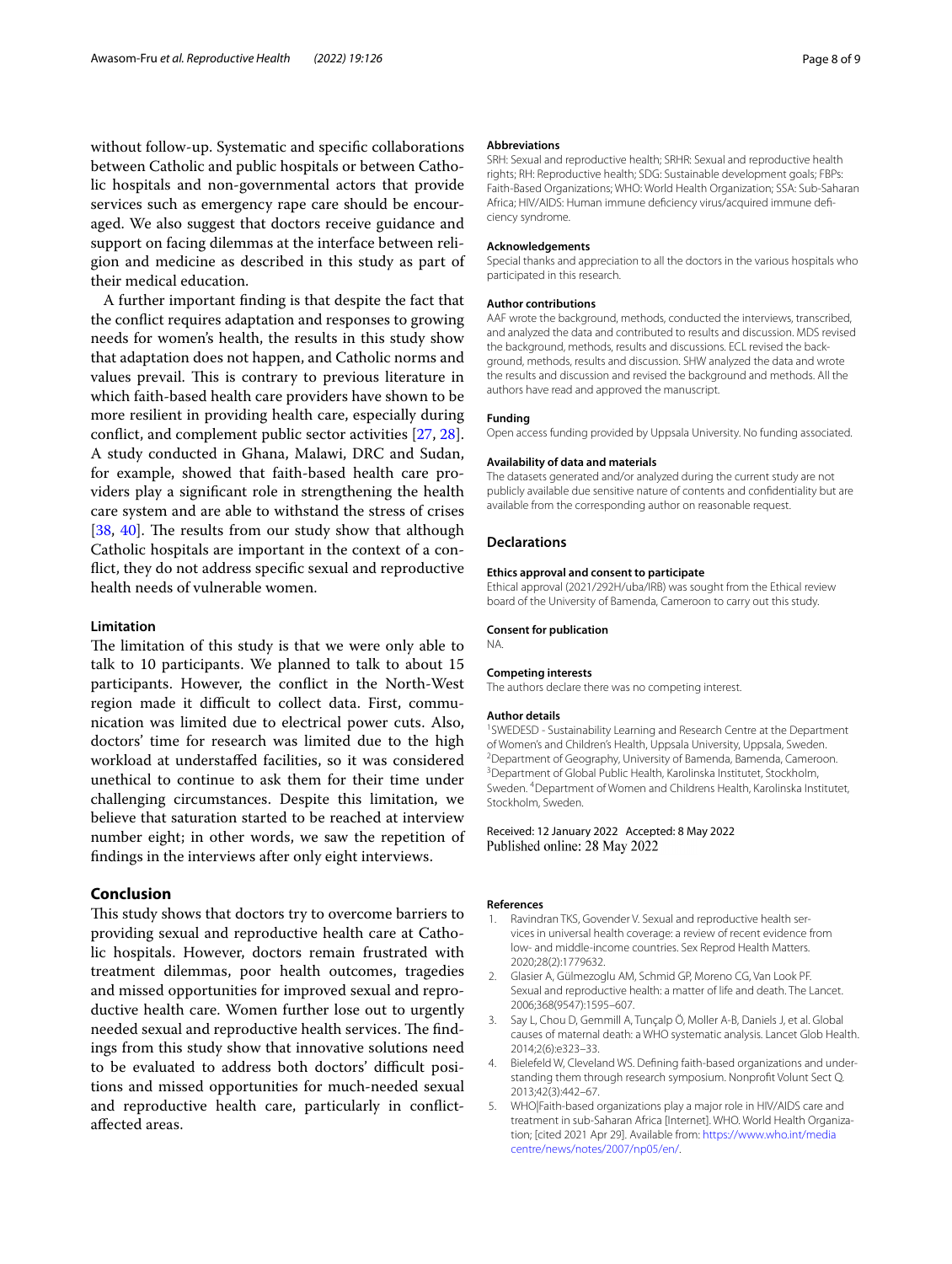without follow-up. Systematic and specific collaborations between Catholic and public hospitals or between Catholic hospitals and non-governmental actors that provide services such as emergency rape care should be encouraged. We also suggest that doctors receive guidance and support on facing dilemmas at the interface between religion and medicine as described in this study as part of their medical education.

A further important finding is that despite the fact that the conflict requires adaptation and responses to growing needs for women's health, the results in this study show that adaptation does not happen, and Catholic norms and values prevail. This is contrary to previous literature in which faith-based health care providers have shown to be more resilient in providing health care, especially during conflict, and complement public sector activities [27, 28]. A study conducted in Ghana, Malawi, DRC and Sudan, for example, showed that faith-based health care providers play a significant role in strengthening the health care system and are able to withstand the stress of crises [38, 40]. The results from our study show that although Catholic hospitals are important in the context of a conflict, they do not address specific sexual and reproductive health needs of vulnerable women.

### Limitation

The limitation of this study is that we were only able to talk to 10 participants. We planned to talk to about 15 participants. However, the conflict in the North-West region made it difficult to collect data. First, communication was limited due to electrical power cuts. Also, doctors' time for research was limited due to the high workload at understaffed facilities, so it was considered unethical to continue to ask them for their time under challenging circumstances. Despite this limitation, we believe that saturation started to be reached at interview number eight; in other words, we saw the repetition of findings in the interviews after only eight interviews.

## Conclusion

This study shows that doctors try to overcome barriers to providing sexual and reproductive health care at Catholic hospitals. However, doctors remain frustrated with treatment dilemmas, poor health outcomes, tragedies and missed opportunities for improved sexual and reproductive health care. Women further lose out to urgently needed sexual and reproductive health services. The findings from this study show that innovative solutions need to be evaluated to address both doctors' difficult positions and missed opportunities for much-needed sexual and reproductive health care, particularly in conflict-affected areas.

#### Abbreviations

SRH: Sexual and reproductive health; SRHR: Sexual and reproductive health rights; RH: Reproductive health; SDG: Sustainable development goals; FBPs: Faith-Based Organizations; WHO: World Health Organization; SSA: Sub-Saharan Africa; HIV/AIDS: Human immune deficiency virus/acquired immune deficiency syndrome.

#### Acknowledgements

Special thanks and appreciation to all the doctors in the various hospitals who participated in this research.

#### Author contributions

AAF wrote the background, methods, conducted the interviews, transcribed, and analyzed the data and contributed to results and discussion. MDS revised the background, methods, results and discussions. ECL revised the background, methods, results and discussion. SHW analyzed the data and wrote the results and discussion and revised the background and methods. All the authors have read and approved the manuscript.

#### Funding

Open access funding provided by Uppsala University. No funding associated.

#### Availability of data and materials

The datasets generated and/or analyzed during the current study are not publicly available due sensitive nature of contents and confidentiality but are available from the corresponding author on reasonable request.

## Declarations

#### Ethics approval and consent to participate

Ethical approval (2021/292H/uba/IRB) was sought from the Ethical review board of the University of Bamenda, Cameroon to carry out this study.

#### Consent for publication

NA.

#### Competing interests

The authors declare there was no competing interest.

#### Author details

[1] SWEDESD - Sustainability Learning and Research Centre at the Department of Women's and Children's Health, Uppsala University, Uppsala, Sweden. [2] Department of Geography, University of Bamenda, Bamenda, Cameroon. [3] Department of Global Public Health, Karolinska Institutet, Stockholm, Sweden. [4] Department of Women and Childrens Health, Karolinska Institutet, Stockholm, Sweden.

Received: 12 January 2022 Accepted: 8 May 2022
Published online: 28 May 2022

#### References

1. Ravindran TKS, Govender V. Sexual and reproductive health services in universal health coverage: a review of recent evidence from low- and middle-income countries. Sex Reprod Health Matters. 2020;28(2):1779632.
2. Glasier A, Gülmezoglu AM, Schmid GP, Moreno CG, Van Look PF. Sexual and reproductive health: a matter of life and death. The Lancet. 2006;368(9547):1595–607.
3. Say L, Chou D, Gemmill A, Tunçalp Ö, Moller A-B, Daniels J, et al. Global causes of maternal death: a WHO systematic analysis. Lancet Glob Health. 2014;2(6):e323–33.
4. Bielefeld W, Cleveland WS. Defining faith-based organizations and understanding them through research symposium. Nonprofit Volunt Sect Q. 2013;42(3):442–67.
5. WHO|Faith-based organizations play a major role in HIV/AIDS care and treatment in sub-Saharan Africa [Internet]. WHO. World Health Organization; [cited 2021 Apr 29]. Available from: https://www.who.int/mediacentre/news/notes/2007/np05/en/.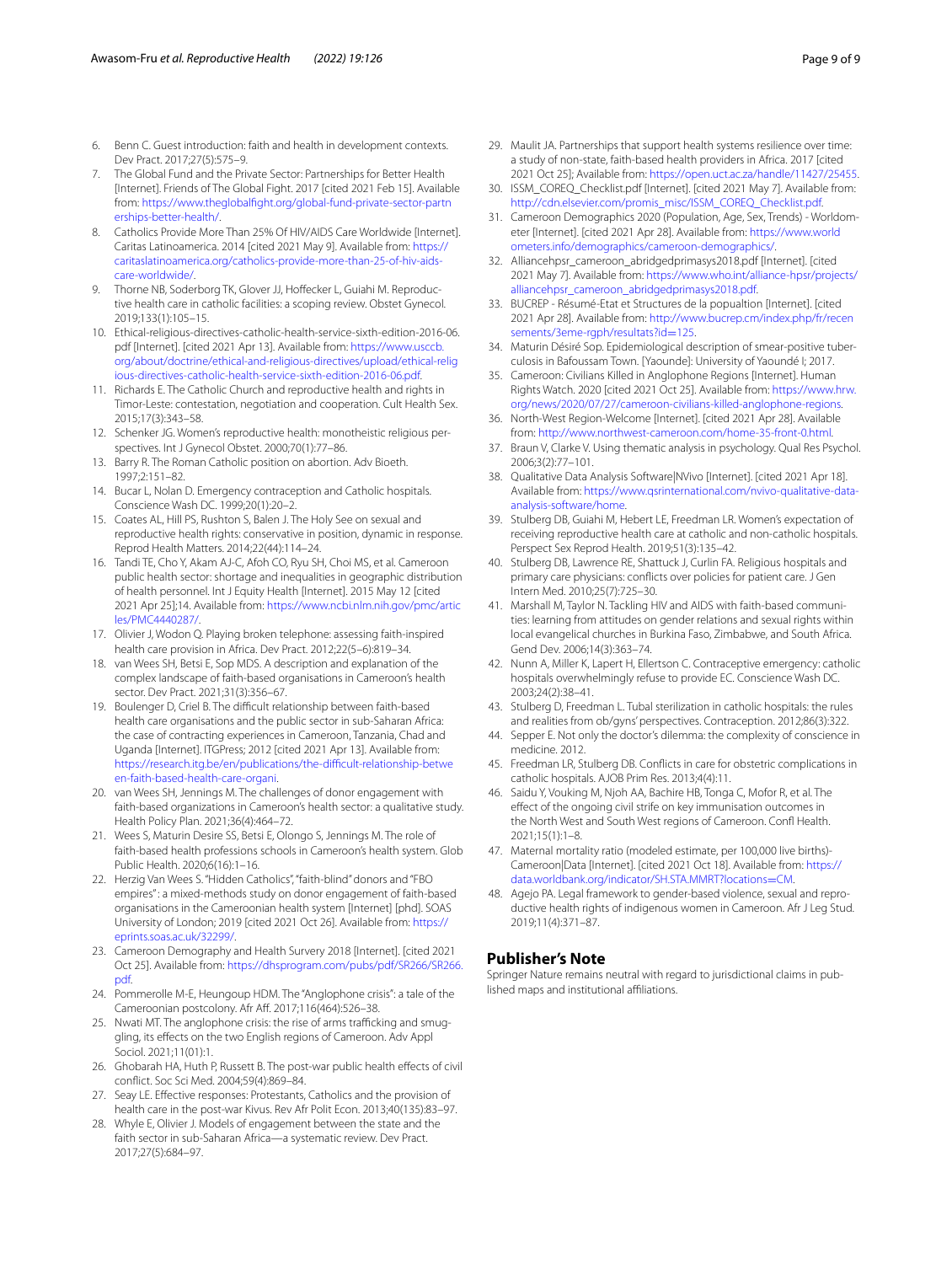6. Benn C. Guest introduction: faith and health in development contexts. Dev Pract. 2017;27(5):575–9.
7. The Global Fund and the Private Sector: Partnerships for Better Health [Internet]. Friends of The Global Fight. 2017 [cited 2021 Feb 15]. Available from: https://www.theglobalfight.org/global-fund-private-sector-partnerships-better-health/.
8. Catholics Provide More Than 25% Of HIV/AIDS Care Worldwide [Internet]. Caritas Latinoamerica. 2014 [cited 2021 May 9]. Available from: https://caritaslatinoamerica.org/catholics-provide-more-than-25-of-hiv-aids-care-worldwide/.
9. Thorne NB, Soderborg TK, Glover JJ, Hoffecker L, Guiahi M. Reproductive health care in catholic facilities: a scoping review. Obstet Gynecol. 2019;133(1):105–15.
10. Ethical-religious-directives-catholic-health-service-sixth-edition-2016-06.pdf [Internet]. [cited 2021 Apr 13]. Available from: https://www.usccb.org/about/doctrine/ethical-and-religious-directives/upload/ethical-religious-directives-catholic-health-service-sixth-edition-2016-06.pdf.
11. Richards E. The Catholic Church and reproductive health and rights in Timor-Leste: contestation, negotiation and cooperation. Cult Health Sex. 2015;17(3):343–58.
12. Schenker JG. Women's reproductive health: monotheistic religious perspectives. Int J Gynecol Obstet. 2000;70(1):77–86.
13. Barry R. The Roman Catholic position on abortion. Adv Bioeth. 1997;2:151–82.
14. Bucar L, Nolan D. Emergency contraception and Catholic hospitals. Conscience Wash DC. 1999;20(1):20–2.
15. Coates AL, Hill PS, Rushton S, Balen J. The Holy See on sexual and reproductive health rights: conservative in position, dynamic in response. Reprod Health Matters. 2014;22(44):114–24.
16. Tandi TE, Cho Y, Akam AJ-C, Afoh CO, Ryu SH, Choi MS, et al. Cameroon public health sector: shortage and inequalities in geographic distribution of health personnel. Int J Equity Health [Internet]. 2015 May 12 [cited 2021 Apr 25];14. Available from: https://www.ncbi.nlm.nih.gov/pmc/articles/PMC4440287/.
17. Olivier J, Wodon Q. Playing broken telephone: assessing faith-inspired health care provision in Africa. Dev Pract. 2012;22(5–6):819–34.
18. van Wees SH, Betsi E, Sop MDS. A description and explanation of the complex landscape of faith-based organisations in Cameroon's health sector. Dev Pract. 2021;31(3):356–67.
19. Boulenger D, Criel B. The difficult relationship between faith-based health care organisations and the public sector in sub-Saharan Africa: the case of contracting experiences in Cameroon, Tanzania, Chad and Uganda [Internet]. ITGPress; 2012 [cited 2021 Apr 13]. Available from: https://research.itg.be/en/publications/the-difficult-relationship-between-faith-based-health-care-organi.
20. van Wees SH, Jennings M. The challenges of donor engagement with faith-based organizations in Cameroon's health sector: a qualitative study. Health Policy Plan. 2021;36(4):464–72.
21. Wees S, Maturin Desire SS, Betsi E, Olongo S, Jennings M. The role of faith-based health professions schools in Cameroon's health system. Glob Public Health. 2020;6(16):1–16.
22. Herzig Van Wees S. "Hidden Catholics", "faith-blind" donors and "FBO empires": a mixed-methods study on donor engagement of faith-based organisations in the Cameroonian health system [Internet] [phd]. SOAS University of London; 2019 [cited 2021 Oct 26]. Available from: https://eprints.soas.ac.uk/32299/.
23. Cameroon Demography and Health Survery 2018 [Internet]. [cited 2021 Oct 25]. Available from: https://dhsprogram.com/pubs/pdf/SR266/SR266.pdf.
24. Pommerolle M-E, Heungoup HDM. The "Anglophone crisis": a tale of the Cameroonian postcolony. Afr Aff. 2017;116(464):526–38.
25. Nwati MT. The anglophone crisis: the rise of arms trafficking and smuggling, its effects on the two English regions of Cameroon. Adv Appl Sociol. 2021;11(01):1.
26. Ghobarah HA, Huth P, Russett B. The post-war public health effects of civil conflict. Soc Sci Med. 2004;59(4):869–84.
27. Seay LE. Effective responses: Protestants, Catholics and the provision of health care in the post-war Kivus. Rev Afr Polit Econ. 2013;40(135):83–97.
28. Whyle E, Olivier J. Models of engagement between the state and the faith sector in sub-Saharan Africa—a systematic review. Dev Pract. 2017;27(5):684–97.
29. Maulit JA. Partnerships that support health systems resilience over time: a study of non-state, faith-based health providers in Africa. 2017 [cited 2021 Oct 25]; Available from: https://open.uct.ac.za/handle/11427/25455.
30. ISSM_COREQ_Checklist.pdf [Internet]. [cited 2021 May 7]. Available from: http://cdn.elsevier.com/promis_misc/ISSM_COREQ_Checklist.pdf.
31. Cameroon Demographics 2020 (Population, Age, Sex, Trends) - Worldometer [Internet]. [cited 2021 Apr 28]. Available from: https://www.worldometers.info/demographics/cameroon-demographics/.
32. Alliancehpsr_cameroon_abridgedprimasys2018.pdf [Internet]. [cited 2021 May 7]. Available from: https://www.who.int/alliance-hpsr/projects/alliancehpsr_cameroon_abridgedprimasys2018.pdf.
33. BUCREP - Résumé-Etat et Structures de la popualtion [Internet]. [cited 2021 Apr 28]. Available from: http://www.bucrep.cm/index.php/fr/recensements/3eme-rgph/resultats?id=125.
34. Maturin Désiré Sop. Epidemiological description of smear-positive tuberculosis in Bafoussam Town. [Yaounde]: University of Yaoundé I; 2017.
35. Cameroon: Civilians Killed in Anglophone Regions [Internet]. Human Rights Watch. 2020 [cited 2021 Oct 25]. Available from: https://www.hrw.org/news/2020/07/27/cameroon-civilians-killed-anglophone-regions.
36. North-West Region-Welcome [Internet]. [cited 2021 Apr 28]. Available from: http://www.northwest-cameroon.com/home-35-front-0.html.
37. Braun V, Clarke V. Using thematic analysis in psychology. Qual Res Psychol. 2006;3(2):77–101.
38. Qualitative Data Analysis Software|NVivo [Internet]. [cited 2021 Apr 18]. Available from: https://www.qsrinternational.com/nvivo-qualitative-data-analysis-software/home.
39. Stulberg DB, Guiahi M, Hebert LE, Freedman LR. Women's expectation of receiving reproductive health care at catholic and non-catholic hospitals. Perspect Sex Reprod Health. 2019;51(3):135–42.
40. Stulberg DB, Lawrence RE, Shattuck J, Curlin FA. Religious hospitals and primary care physicians: conflicts over policies for patient care. J Gen Intern Med. 2010;25(7):725–30.
41. Marshall M, Taylor N. Tackling HIV and AIDS with faith-based communities: learning from attitudes on gender relations and sexual rights within local evangelical churches in Burkina Faso, Zimbabwe, and South Africa. Gend Dev. 2006;14(3):363–74.
42. Nunn A, Miller K, Lapert H, Ellertson C. Contraceptive emergency: catholic hospitals overwhelmingly refuse to provide EC. Conscience Wash DC. 2003;24(2):38–41.
43. Stulberg D, Freedman L. Tubal sterilization in catholic hospitals: the rules and realities from ob/gyns' perspectives. Contraception. 2012;86(3):322.
44. Sepper E. Not only the doctor's dilemma: the complexity of conscience in medicine. 2012.
45. Freedman LR, Stulberg DB. Conflicts in care for obstetric complications in catholic hospitals. AJOB Prim Res. 2013;4(4):11.
46. Saidu Y, Vouking M, Njoh AA, Bachire HB, Tonga C, Mofor R, et al. The effect of the ongoing civil strife on key immunisation outcomes in the North West and South West regions of Cameroon. Confl Health. 2021;15(1):1–8.
47. Maternal mortality ratio (modeled estimate, per 100,000 live births)-Cameroon|Data [Internet]. [cited 2021 Oct 18]. Available from: https://data.worldbank.org/indicator/SH.STA.MMRT?locations=CM.
48. Agejo PA. Legal framework to gender-based violence, sexual and reproductive health rights of indigenous women in Cameroon. Afr J Leg Stud. 2019;11(4):371–87.

## Publisher's Note

Springer Nature remains neutral with regard to jurisdictional claims in published maps and institutional affiliations.